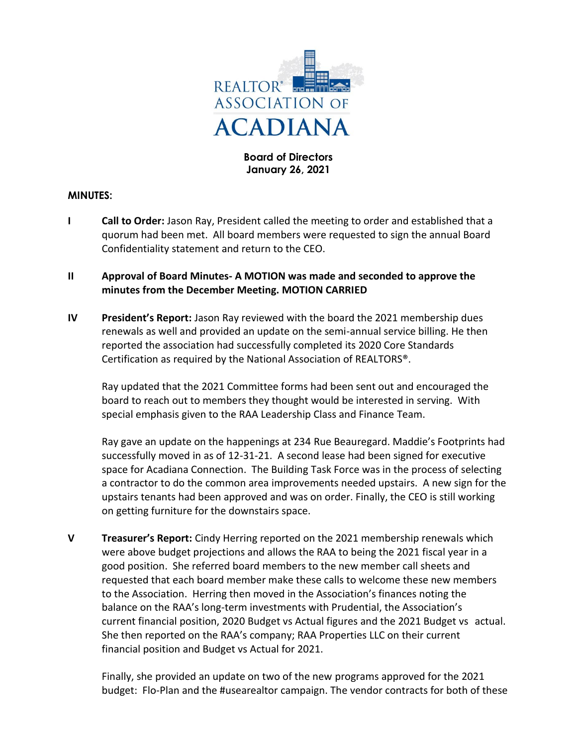REALTOR® ASSOCIATION OF ACADIANA

**Board of Directors**
**January 26, 2021**

**MINUTES:**

**I** **Call to Order:** Jason Ray, President called the meeting to order and established that a quorum had been met. All board members were requested to sign the annual Board Confidentiality statement and return to the CEO.

**II** **Approval of Board Minutes- A MOTION was made and seconded to approve the minutes from the December Meeting. MOTION CARRIED**

**IV** **President's Report:** Jason Ray reviewed with the board the 2021 membership dues renewals as well and provided an update on the semi-annual service billing. He then reported the association had successfully completed its 2020 Core Standards Certification as required by the National Association of REALTORS®.

Ray updated that the 2021 Committee forms had been sent out and encouraged the board to reach out to members they thought would be interested in serving. With special emphasis given to the RAA Leadership Class and Finance Team.

Ray gave an update on the happenings at 234 Rue Beauregard. Maddie's Footprints had successfully moved in as of 12-31-21. A second lease had been signed for executive space for Acadiana Connection. The Building Task Force was in the process of selecting a contractor to do the common area improvements needed upstairs. A new sign for the upstairs tenants had been approved and was on order. Finally, the CEO is still working on getting furniture for the downstairs space.

**V** **Treasurer's Report:** Cindy Herring reported on the 2021 membership renewals which were above budget projections and allows the RAA to being the 2021 fiscal year in a good position. She referred board members to the new member call sheets and requested that each board member make these calls to welcome these new members to the Association. Herring then moved in the Association's finances noting the balance on the RAA's long-term investments with Prudential, the Association's current financial position, 2020 Budget vs Actual figures and the 2021 Budget vs actual. She then reported on the RAA's company; RAA Properties LLC on their current financial position and Budget vs Actual for 2021.

Finally, she provided an update on two of the new programs approved for the 2021 budget: Flo-Plan and the #usearealtor campaign. The vendor contracts for both of these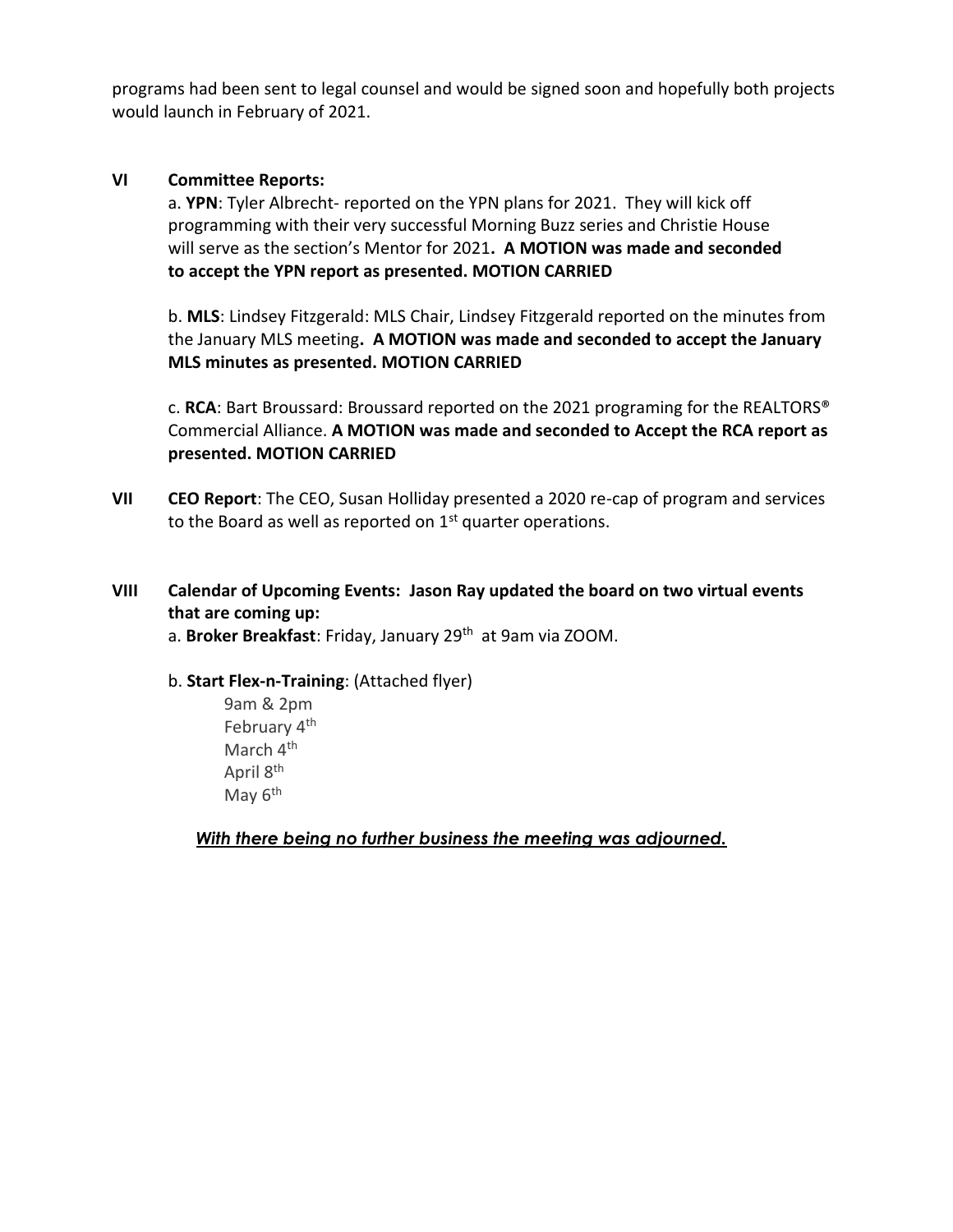programs had been sent to legal counsel and would be signed soon and hopefully both projects would launch in February of 2021.

**VI Committee Reports:**

a. **YPN**: Tyler Albrecht- reported on the YPN plans for 2021. They will kick off programming with their very successful Morning Buzz series and Christie House will serve as the section's Mentor for 2021**. A MOTION was made and seconded to accept the YPN report as presented. MOTION CARRIED**

b. **MLS**: Lindsey Fitzgerald: MLS Chair, Lindsey Fitzgerald reported on the minutes from the January MLS meeting**. A MOTION was made and seconded to accept the January MLS minutes as presented. MOTION CARRIED**

c. **RCA**: Bart Broussard: Broussard reported on the 2021 programing for the REALTORS® Commercial Alliance. **A MOTION was made and seconded to Accept the RCA report as presented. MOTION CARRIED**

**VII CEO Report**: The CEO, Susan Holliday presented a 2020 re-cap of program and services to the Board as well as reported on 1st quarter operations.

**VIII Calendar of Upcoming Events: Jason Ray updated the board on two virtual events that are coming up:**

a. **Broker Breakfast**: Friday, January 29th at 9am via ZOOM.

b. **Start Flex-n-Training**: (Attached flyer)

9am & 2pm
February 4th
March 4th
April 8th
May 6th

***With there being no further business the meeting was adjourned.***